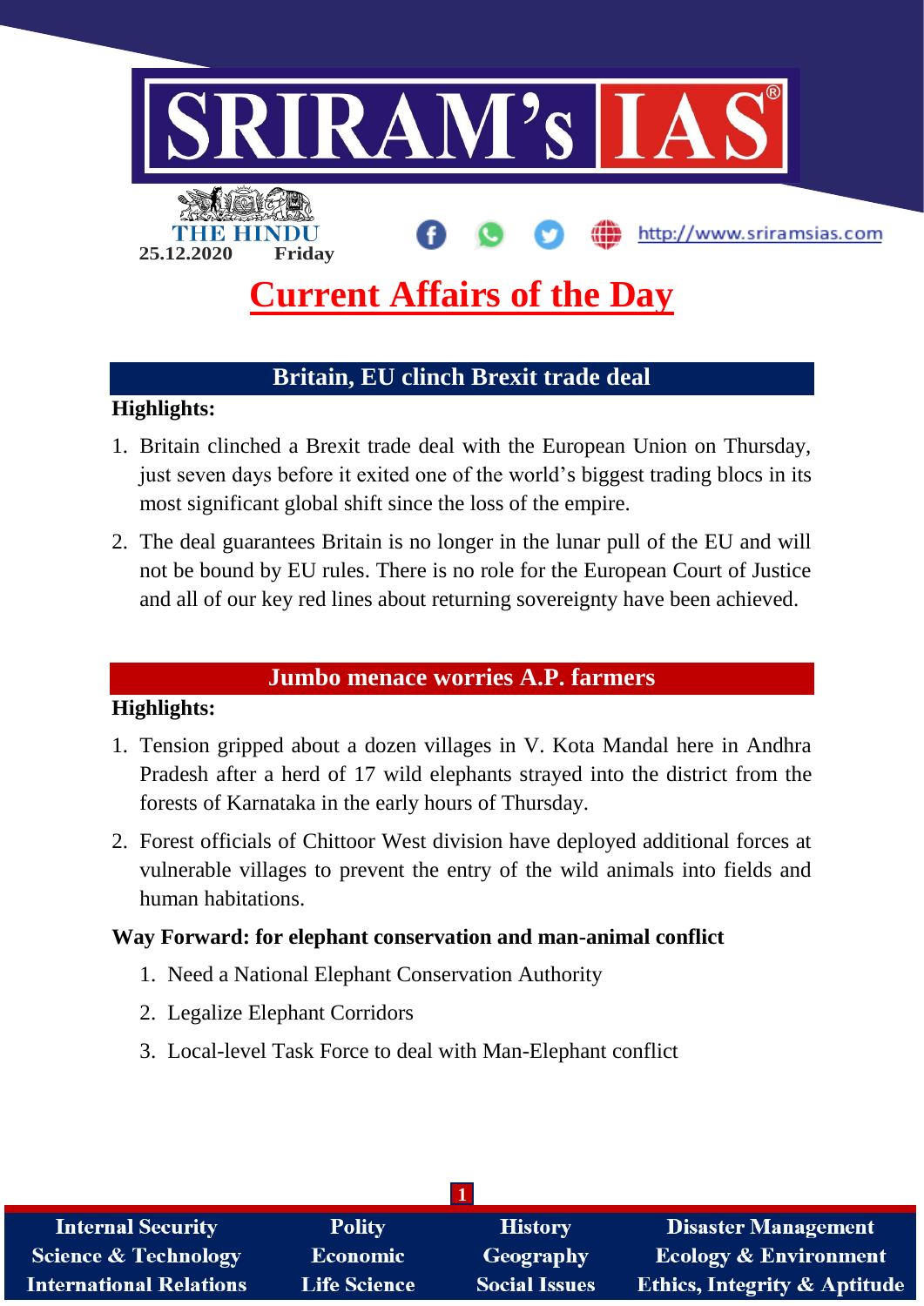THE HINDU
25.12.2020 Friday

# Current Affairs of the Day

## Britain, EU clinch Brexit trade deal

**Highlights:**

1. Britain clinched a Brexit trade deal with the European Union on Thursday, just seven days before it exited one of the world's biggest trading blocs in its most significant global shift since the loss of the empire.
2. The deal guarantees Britain is no longer in the lunar pull of the EU and will not be bound by EU rules. There is no role for the European Court of Justice and all of our key red lines about returning sovereignty have been achieved.

## Jumbo menace worries A.P. farmers

**Highlights:**

1. Tension gripped about a dozen villages in V. Kota Mandal here in Andhra Pradesh after a herd of 17 wild elephants strayed into the district from the forests of Karnataka in the early hours of Thursday.
2. Forest officials of Chittoor West division have deployed additional forces at vulnerable villages to prevent the entry of the wild animals into fields and human habitations.

**Way Forward: for elephant conservation and man-animal conflict**

1. Need a National Elephant Conservation Authority
2. Legalize Elephant Corridors
3. Local-level Task Force to deal with Man-Elephant conflict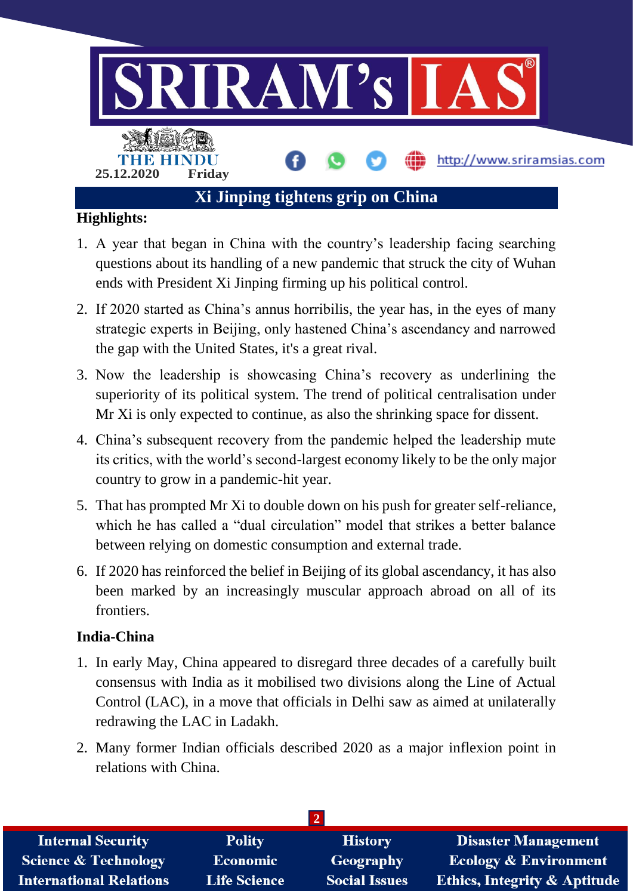# Xi Jinping tightens grip on China

**Highlights:**

1. A year that began in China with the country's leadership facing searching questions about its handling of a new pandemic that struck the city of Wuhan ends with President Xi Jinping firming up his political control.
2. If 2020 started as China's annus horribilis, the year has, in the eyes of many strategic experts in Beijing, only hastened China's ascendancy and narrowed the gap with the United States, it's a great rival.
3. Now the leadership is showcasing China's recovery as underlining the superiority of its political system. The trend of political centralisation under Mr Xi is only expected to continue, as also the shrinking space for dissent.
4. China's subsequent recovery from the pandemic helped the leadership mute its critics, with the world's second-largest economy likely to be the only major country to grow in a pandemic-hit year.
5. That has prompted Mr Xi to double down on his push for greater self-reliance, which he has called a "dual circulation" model that strikes a better balance between relying on domestic consumption and external trade.
6. If 2020 has reinforced the belief in Beijing of its global ascendancy, it has also been marked by an increasingly muscular approach abroad on all of its frontiers.

**India-China**

1. In early May, China appeared to disregard three decades of a carefully built consensus with India as it mobilised two divisions along the Line of Actual Control (LAC), in a move that officials in Delhi saw as aimed at unilaterally redrawing the LAC in Ladakh.
2. Many former Indian officials described 2020 as a major inflexion point in relations with China.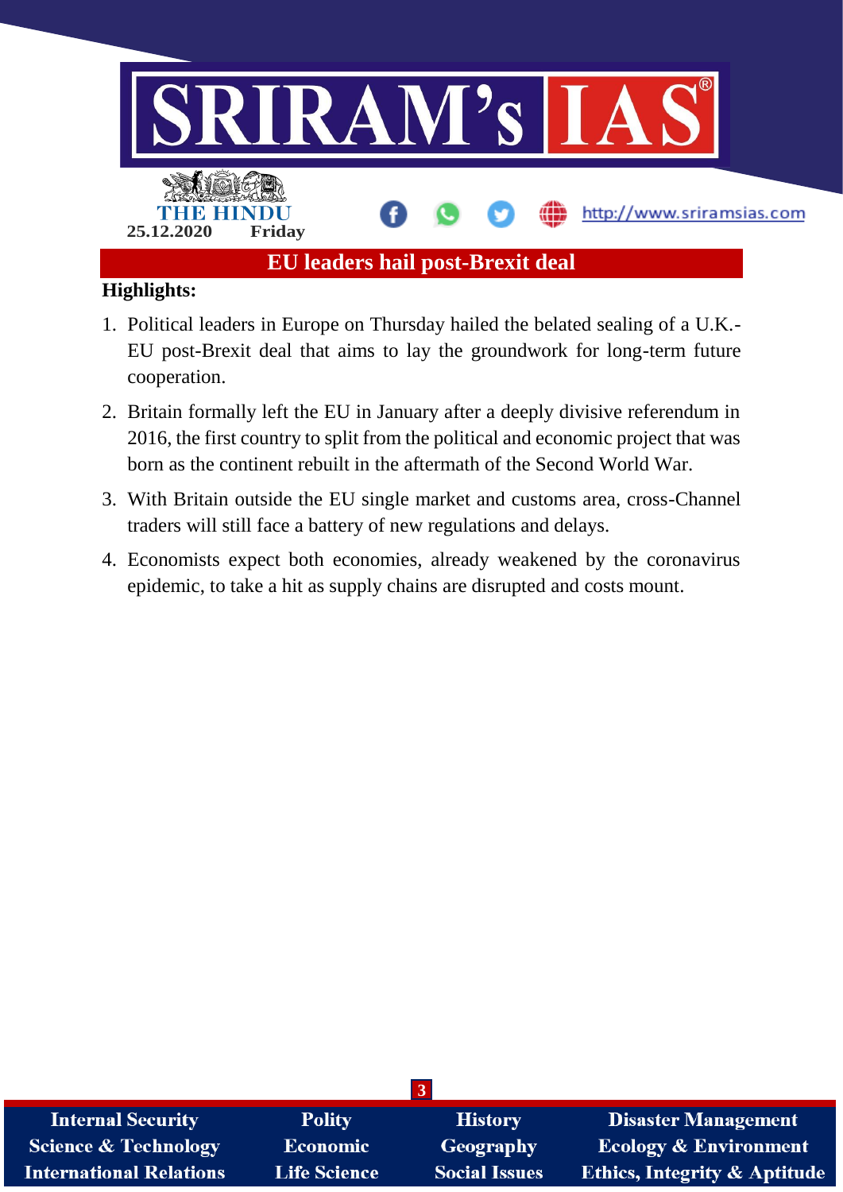# EU leaders hail post-Brexit deal

**Highlights:**

1. Political leaders in Europe on Thursday hailed the belated sealing of a U.K.-EU post-Brexit deal that aims to lay the groundwork for long-term future cooperation.
2. Britain formally left the EU in January after a deeply divisive referendum in 2016, the first country to split from the political and economic project that was born as the continent rebuilt in the aftermath of the Second World War.
3. With Britain outside the EU single market and customs area, cross-Channel traders will still face a battery of new regulations and delays.
4. Economists expect both economies, already weakened by the coronavirus epidemic, to take a hit as supply chains are disrupted and costs mount.